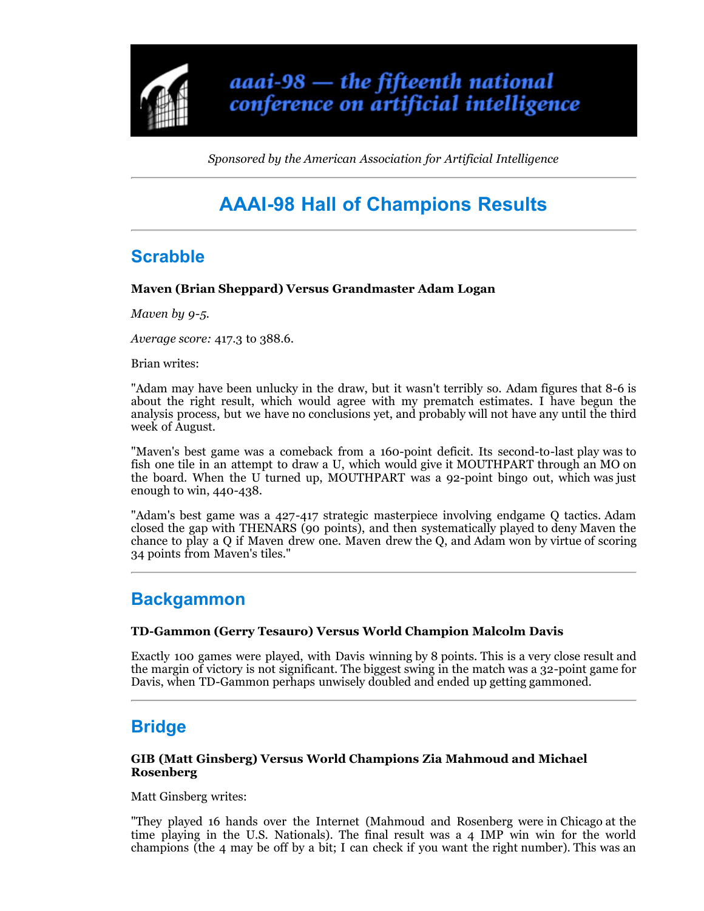aaai-98 — the fifteenth national conference on artificial intelligence

*Sponsored by the American Association for Artificial Intelligence*

---

# AAAI-98 Hall of Champions Results

---

## Scrabble

**Maven (Brian Sheppard) Versus Grandmaster Adam Logan**

*Maven by 9-5.*

*Average score:* 417.3 to 388.6.

Brian writes:

"Adam may have been unlucky in the draw, but it wasn't terribly so. Adam figures that 8-6 is about the right result, which would agree with my prematch estimates. I have begun the analysis process, but we have no conclusions yet, and probably will not have any until the third week of August.

"Maven's best game was a comeback from a 160-point deficit. Its second-to-last play was to fish one tile in an attempt to draw a U, which would give it MOUTHPART through an MO on the board. When the U turned up, MOUTHPART was a 92-point bingo out, which was just enough to win, 440-438.

"Adam's best game was a 427-417 strategic masterpiece involving endgame Q tactics. Adam closed the gap with THENARS (90 points), and then systematically played to deny Maven the chance to play a Q if Maven drew one. Maven drew the Q, and Adam won by virtue of scoring 34 points from Maven's tiles."

---

## Backgammon

**TD-Gammon (Gerry Tesauro) Versus World Champion Malcolm Davis**

Exactly 100 games were played, with Davis winning by 8 points. This is a very close result and the margin of victory is not significant. The biggest swing in the match was a 32-point game for Davis, when TD-Gammon perhaps unwisely doubled and ended up getting gammoned.

---

## Bridge

**GIB (Matt Ginsberg) Versus World Champions Zia Mahmoud and Michael Rosenberg**

Matt Ginsberg writes:

"They played 16 hands over the Internet (Mahmoud and Rosenberg were in Chicago at the time playing in the U.S. Nationals). The final result was a 4 IMP win win for the world champions (the 4 may be off by a bit; I can check if you want the right number). This was an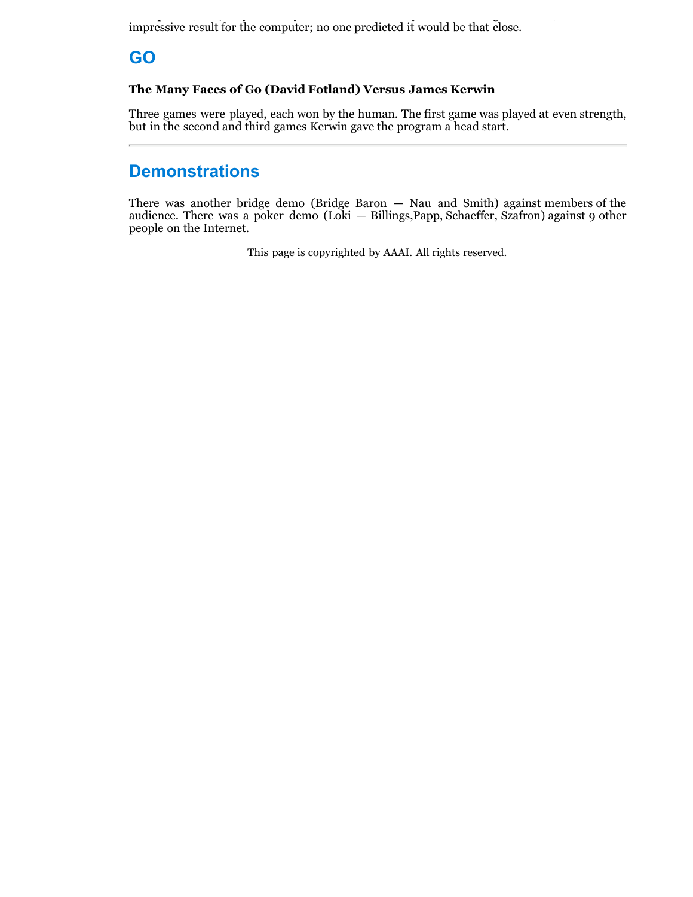impressive result for the computer; no one predicted it would be that close.

## GO

### The Many Faces of Go (David Fotland) Versus James Kerwin

Three games were played, each won by the human. The first game was played at even strength, but in the second and third games Kerwin gave the program a head start.

---

## Demonstrations

There was another bridge demo (Bridge Baron — Nau and Smith) against members of the audience. There was a poker demo (Loki — Billings,Papp, Schaeffer, Szafron) against 9 other people on the Internet.

This page is copyrighted by AAAI. All rights reserved.